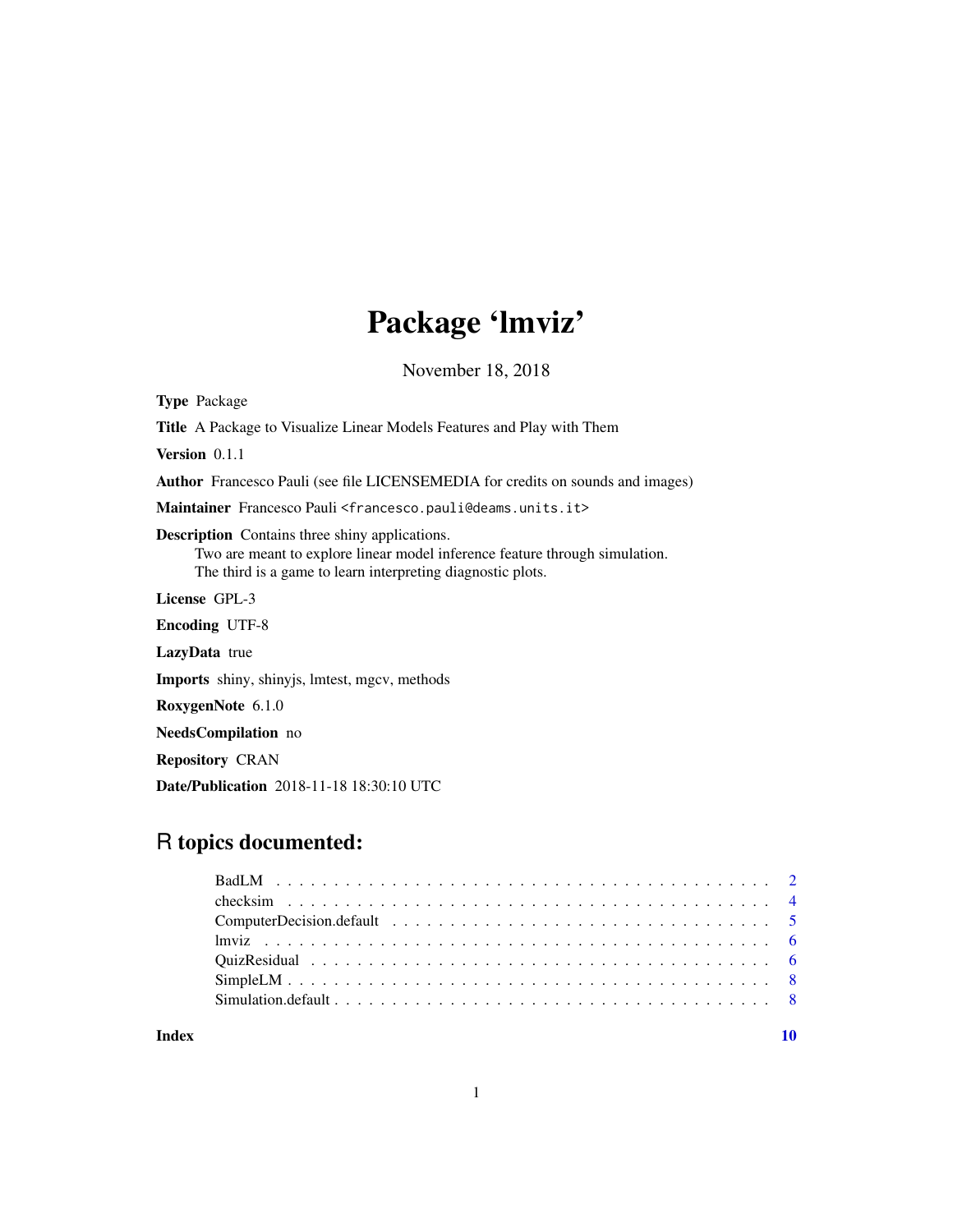# Package 'lmviz'

November 18, 2018

**Type** Package

**Title** A Package to Visualize Linear Models Features and Play with Them

**Version** 0.1.1

**Author** Francesco Pauli (see file LICENSEMEDIA for credits on sounds and images)

**Maintainer** Francesco Pauli <francesco.pauli@deams.units.it>

**Description** Contains three shiny applications.
Two are meant to explore linear model inference feature through simulation.
The third is a game to learn interpreting diagnostic plots.

**License** GPL-3

**Encoding** UTF-8

**LazyData** true

**Imports** shiny, shinyjs, lmtest, mgcv, methods

**RoxygenNote** 6.1.0

**NeedsCompilation** no

**Repository** CRAN

**Date/Publication** 2018-11-18 18:30:10 UTC

## R topics documented:

- BadLM . . . . . . . . . . . . . . . . . . . . . . . . . . . . . . . . . . . . . . . . . 2
- checksim . . . . . . . . . . . . . . . . . . . . . . . . . . . . . . . . . . . . . . . . 4
- ComputerDecision.default . . . . . . . . . . . . . . . . . . . . . . . . . . . . . . . 5
- lmviz . . . . . . . . . . . . . . . . . . . . . . . . . . . . . . . . . . . . . . . . . . 6
- QuizResidual . . . . . . . . . . . . . . . . . . . . . . . . . . . . . . . . . . . . . . 6
- SimpleLM . . . . . . . . . . . . . . . . . . . . . . . . . . . . . . . . . . . . . . . 8
- Simulation.default . . . . . . . . . . . . . . . . . . . . . . . . . . . . . . . . . . . 8

**Index** **10**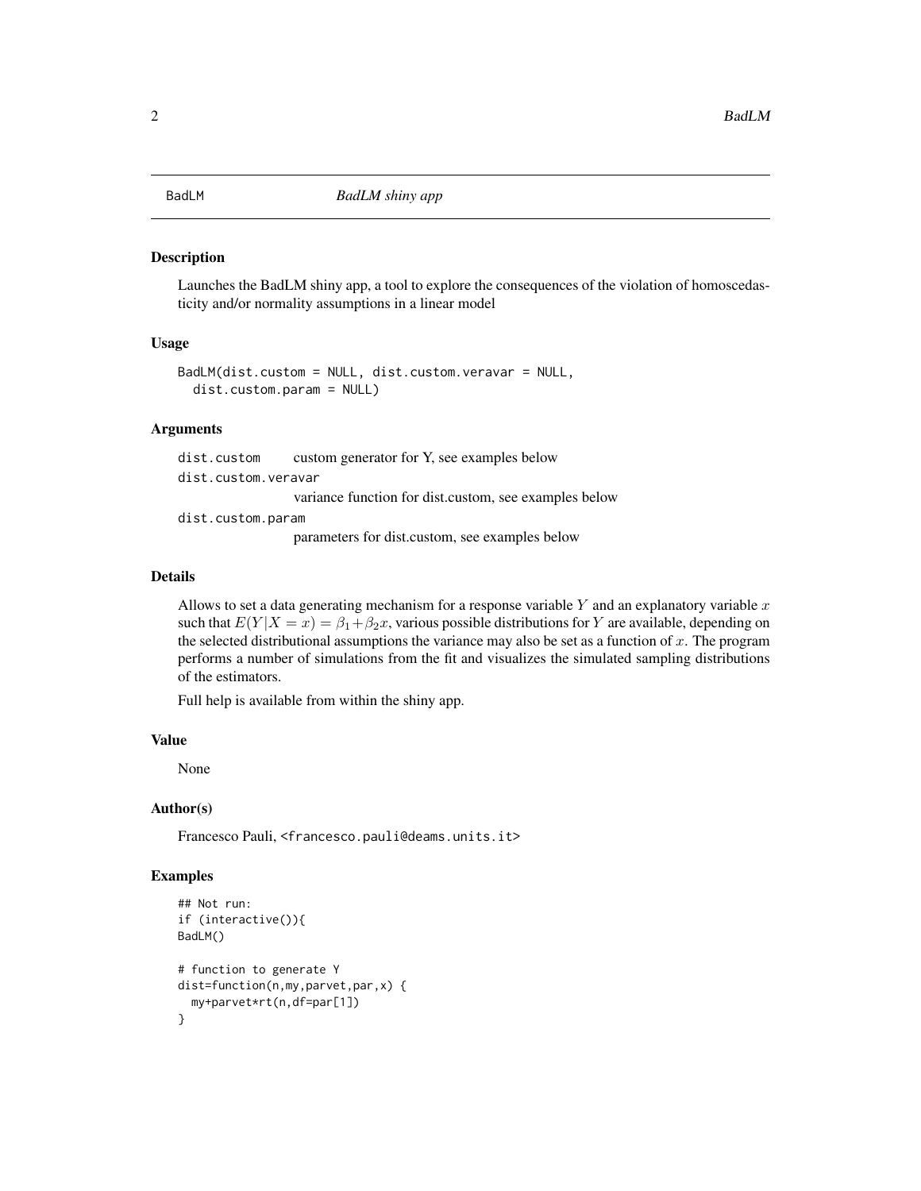BadLM *BadLM shiny app*

### Description

Launches the BadLM shiny app, a tool to explore the consequences of the violation of homoscedasticity and/or normality assumptions in a linear model

### Usage

```
BadLM(dist.custom = NULL, dist.custom.veravar = NULL,
  dist.custom.param = NULL)
```

### Arguments

| | |
|---|---|
| `dist.custom` | custom generator for Y, see examples below |
| `dist.custom.veravar` | variance function for dist.custom, see examples below |
| `dist.custom.param` | parameters for dist.custom, see examples below |

### Details

Allows to set a data generating mechanism for a response variable $Y$ and an explanatory variable $x$ such that $E(Y|X = x) = \beta_1 + \beta_2 x$, various possible distributions for $Y$ are available, depending on the selected distributional assumptions the variance may also be set as a function of $x$. The program performs a number of simulations from the fit and visualizes the simulated sampling distributions of the estimators.

Full help is available from within the shiny app.

### Value

None

### Author(s)

Francesco Pauli, <francesco.pauli@deams.units.it>

### Examples

```
## Not run:
if (interactive()){
BadLM()

# function to generate Y
dist=function(n,my,parvet,par,x) {
  my+parvet*rt(n,df=par[1])
}
```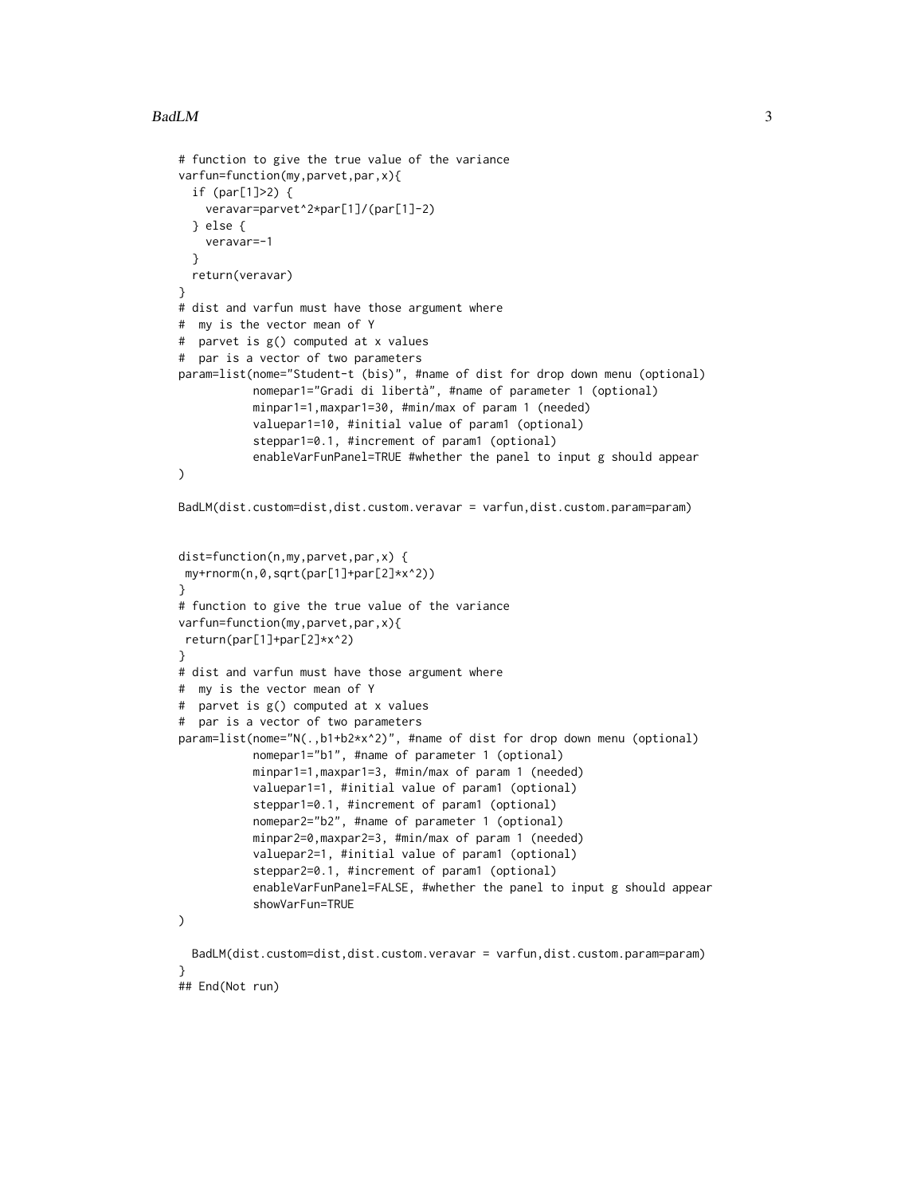```
# function to give the true value of the variance
varfun=function(my,parvet,par,x){
  if (par[1]>2) {
    veravar=parvet^2*par[1]/(par[1]-2)
  } else {
    veravar=-1
  }
  return(veravar)
}
# dist and varfun must have those argument where
#  my is the vector mean of Y
#  parvet is g() computed at x values
#  par is a vector of two parameters
param=list(nome="Student-t (bis)", #name of dist for drop down menu (optional)
           nomepar1="Gradi di libertà", #name of parameter 1 (optional)
           minpar1=1,maxpar1=30, #min/max of param 1 (needed)
           valuepar1=10, #initial value of param1 (optional)
           steppar1=0.1, #increment of param1 (optional)
           enableVarFunPanel=TRUE #whether the panel to input g should appear
)

BadLM(dist.custom=dist,dist.custom.veravar = varfun,dist.custom.param=param)


dist=function(n,my,parvet,par,x) {
 my+rnorm(n,0,sqrt(par[1]+par[2]*x^2))
}
# function to give the true value of the variance
varfun=function(my,parvet,par,x){
 return(par[1]+par[2]*x^2)
}
# dist and varfun must have those argument where
#  my is the vector mean of Y
#  parvet is g() computed at x values
#  par is a vector of two parameters
param=list(nome="N(.,b1+b2*x^2)", #name of dist for drop down menu (optional)
           nomepar1="b1", #name of parameter 1 (optional)
           minpar1=1,maxpar1=3, #min/max of param 1 (needed)
           valuepar1=1, #initial value of param1 (optional)
           steppar1=0.1, #increment of param1 (optional)
           nomepar2="b2", #name of parameter 1 (optional)
           minpar2=0,maxpar2=3, #min/max of param 1 (needed)
           valuepar2=1, #initial value of param1 (optional)
           steppar2=0.1, #increment of param1 (optional)
           enableVarFunPanel=FALSE, #whether the panel to input g should appear
           showVarFun=TRUE
)

  BadLM(dist.custom=dist,dist.custom.veravar = varfun,dist.custom.param=param)
}
## End(Not run)
```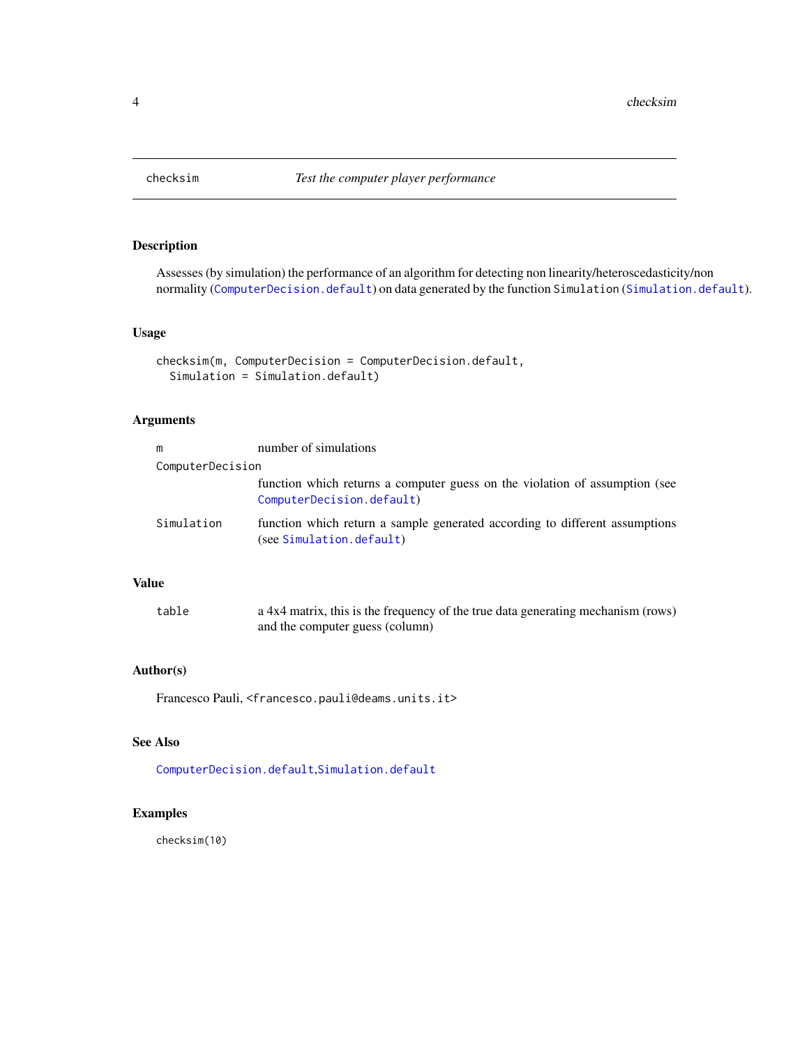checksim *Test the computer player performance*

## Description

Assesses (by simulation) the performance of an algorithm for detecting non linearity/heteroscedasticity/non normality (`ComputerDecision.default`) on data generated by the function `Simulation` (`Simulation.default`).

## Usage

```
checksim(m, ComputerDecision = ComputerDecision.default,
  Simulation = Simulation.default)
```

## Arguments

| | |
|---|---|
| `m` | number of simulations |
| `ComputerDecision` | function which returns a computer guess on the violation of assumption (see `ComputerDecision.default`) |
| `Simulation` | function which return a sample generated according to different assumptions (see `Simulation.default`) |

## Value

| | |
|---|---|
| `table` | a 4x4 matrix, this is the frequency of the true data generating mechanism (rows) and the computer guess (column) |

## Author(s)

Francesco Pauli, <francesco.pauli@deams.units.it>

## See Also

`ComputerDecision.default`,`Simulation.default`

## Examples

```
checksim(10)
```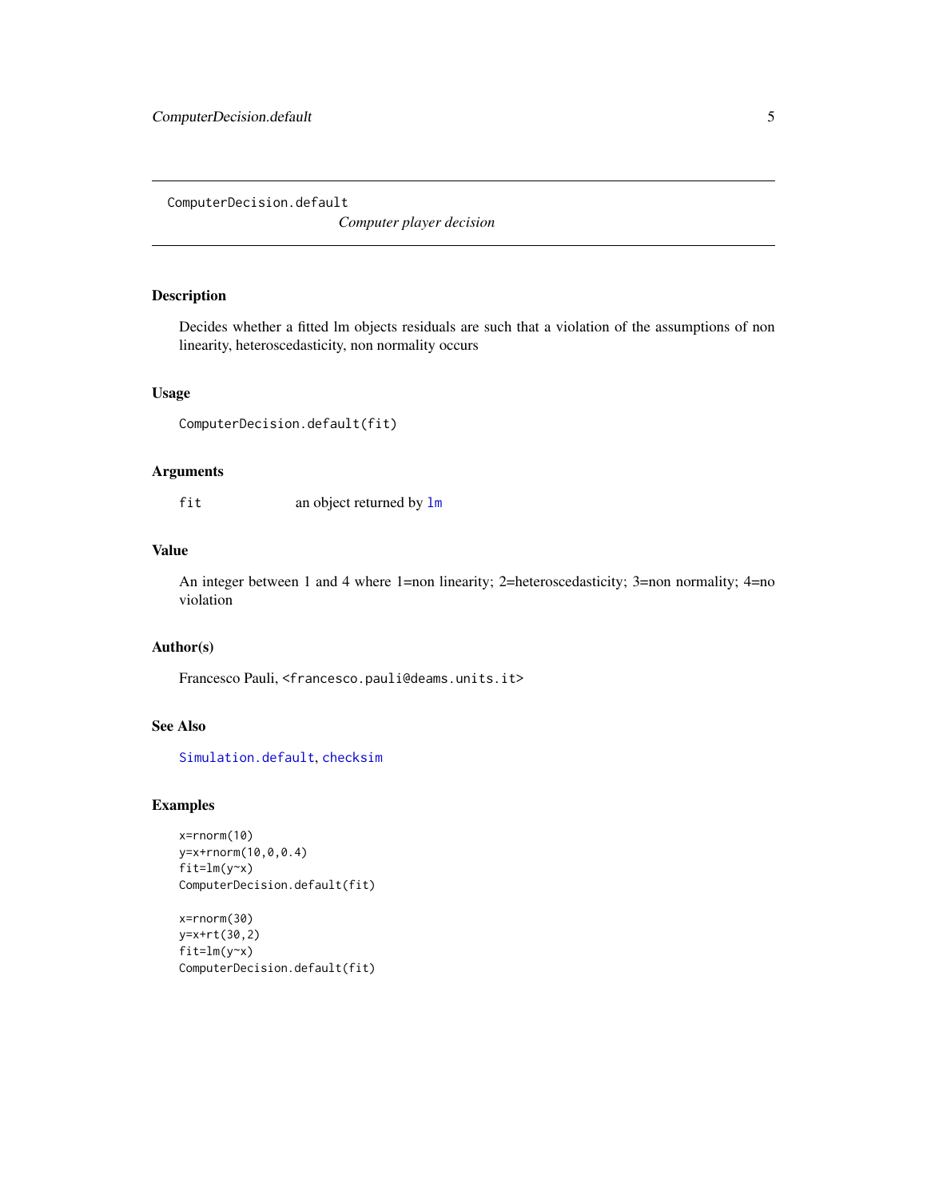# ComputerDecision.default

*Computer player decision*

## Description

Decides whether a fitted lm objects residuals are such that a violation of the assumptions of non linearity, heteroscedasticity, non normality occurs

## Usage

```
ComputerDecision.default(fit)
```

## Arguments

| | |
|---|---|
| fit | an object returned by `lm` |

## Value

An integer between 1 and 4 where 1=non linearity; 2=heteroscedasticity; 3=non normality; 4=no violation

## Author(s)

Francesco Pauli, <francesco.pauli@deams.units.it>

## See Also

`Simulation.default`, `checksim`

## Examples

```
x=rnorm(10)
y=x+rnorm(10,0,0.4)
fit=lm(y~x)
ComputerDecision.default(fit)

x=rnorm(30)
y=x+rt(30,2)
fit=lm(y~x)
ComputerDecision.default(fit)
```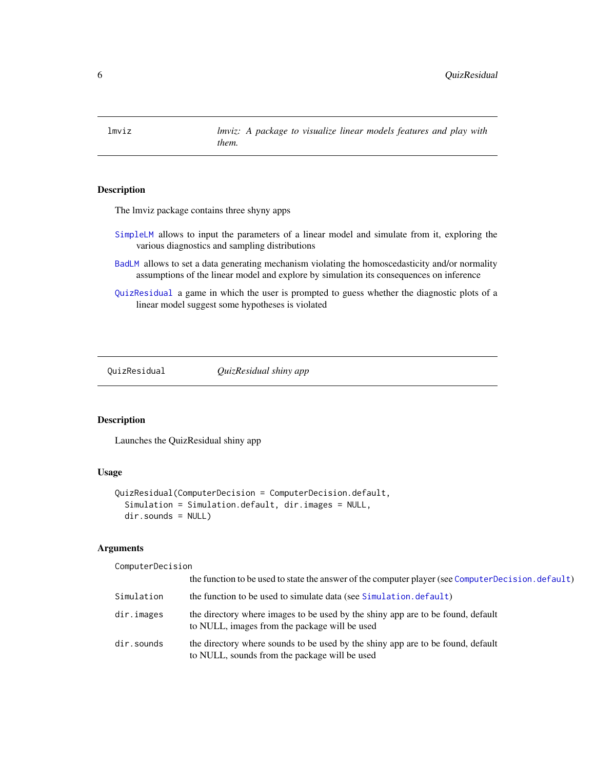## lmviz — *lmviz: A package to visualize linear models features and play with them.*

### Description

The lmviz package contains three shyny apps

- SimpleLM allows to input the parameters of a linear model and simulate from it, exploring the various diagnostics and sampling distributions
- BadLM allows to set a data generating mechanism violating the homoscedasticity and/or normality assumptions of the linear model and explore by simulation its consequences on inference
- QuizResidual a game in which the user is prompted to guess whether the diagnostic plots of a linear model suggest some hypotheses is violated

## QuizResidual — *QuizResidual shiny app*

### Description

Launches the QuizResidual shiny app

### Usage

```
QuizResidual(ComputerDecision = ComputerDecision.default,
  Simulation = Simulation.default, dir.images = NULL,
  dir.sounds = NULL)
```

### Arguments

| | |
|---|---|
| ComputerDecision | the function to be used to state the answer of the computer player (see ComputerDecision.default) |
| Simulation | the function to be used to simulate data (see Simulation.default) |
| dir.images | the directory where images to be used by the shiny app are to be found, default to NULL, images from the package will be used |
| dir.sounds | the directory where sounds to be used by the shiny app are to be found, default to NULL, sounds from the package will be used |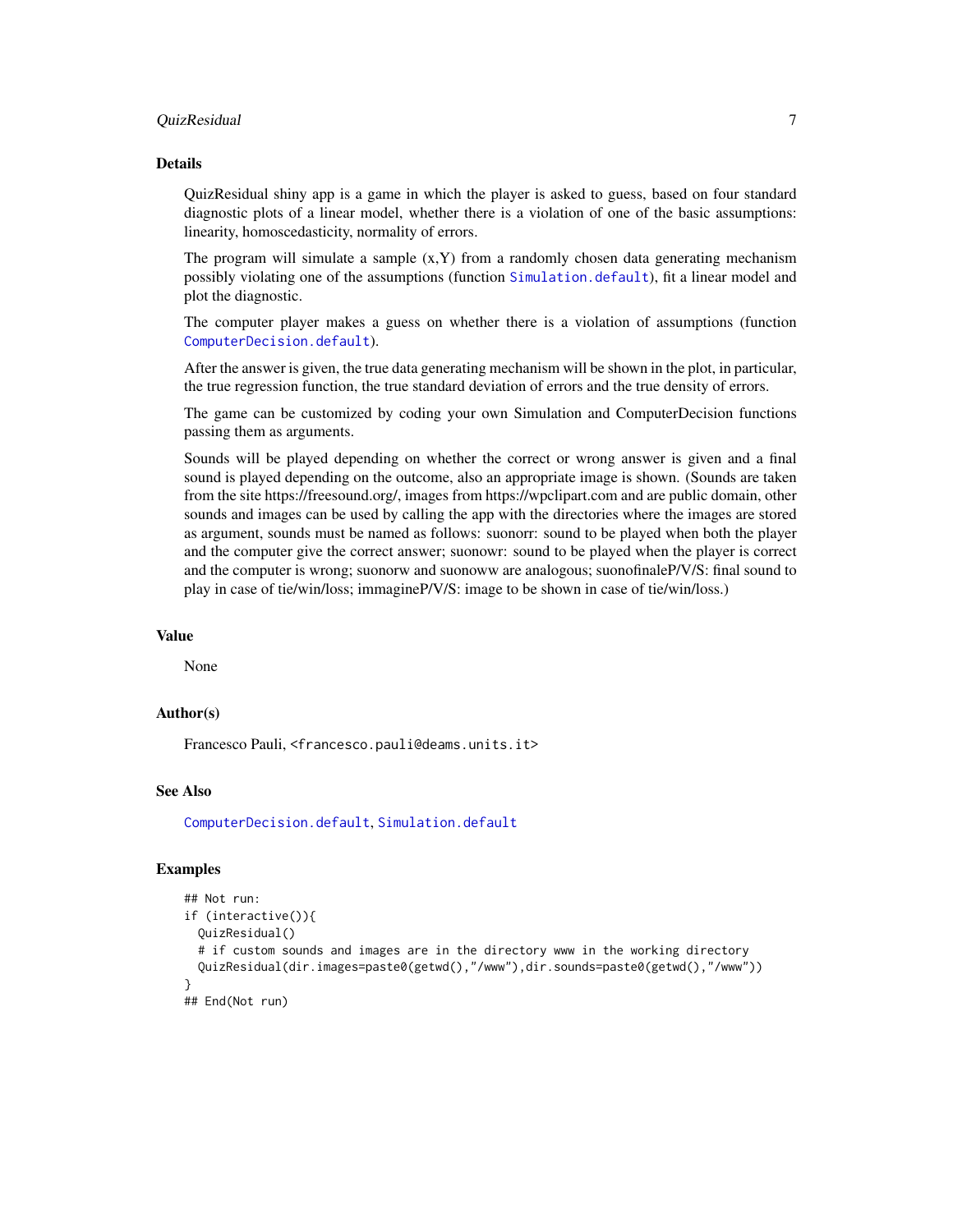## Details

QuizResidual shiny app is a game in which the player is asked to guess, based on four standard diagnostic plots of a linear model, whether there is a violation of one of the basic assumptions: linearity, homoscedasticity, normality of errors.

The program will simulate a sample (x,Y) from a randomly chosen data generating mechanism possibly violating one of the assumptions (function `Simulation.default`), fit a linear model and plot the diagnostic.

The computer player makes a guess on whether there is a violation of assumptions (function `ComputerDecision.default`).

After the answer is given, the true data generating mechanism will be shown in the plot, in particular, the true regression function, the true standard deviation of errors and the true density of errors.

The game can be customized by coding your own Simulation and ComputerDecision functions passing them as arguments.

Sounds will be played depending on whether the correct or wrong answer is given and a final sound is played depending on the outcome, also an appropriate image is shown. (Sounds are taken from the site https://freesound.org/, images from https://wpclipart.com and are public domain, other sounds and images can be used by calling the app with the directories where the images are stored as argument, sounds must be named as follows: suonorr: sound to be played when both the player and the computer give the correct answer; suonowr: sound to be played when the player is correct and the computer is wrong; suonorw and suonoww are analogous; suonofinaleP/V/S: final sound to play in case of tie/win/loss; immagineP/V/S: image to be shown in case of tie/win/loss.)

## Value

None

## Author(s)

Francesco Pauli, <francesco.pauli@deams.units.it>

## See Also

`ComputerDecision.default`, `Simulation.default`

## Examples

```
## Not run:
if (interactive()){
  QuizResidual()
  # if custom sounds and images are in the directory www in the working directory
  QuizResidual(dir.images=paste0(getwd(),"/www"),dir.sounds=paste0(getwd(),"/www"))
}
## End(Not run)
```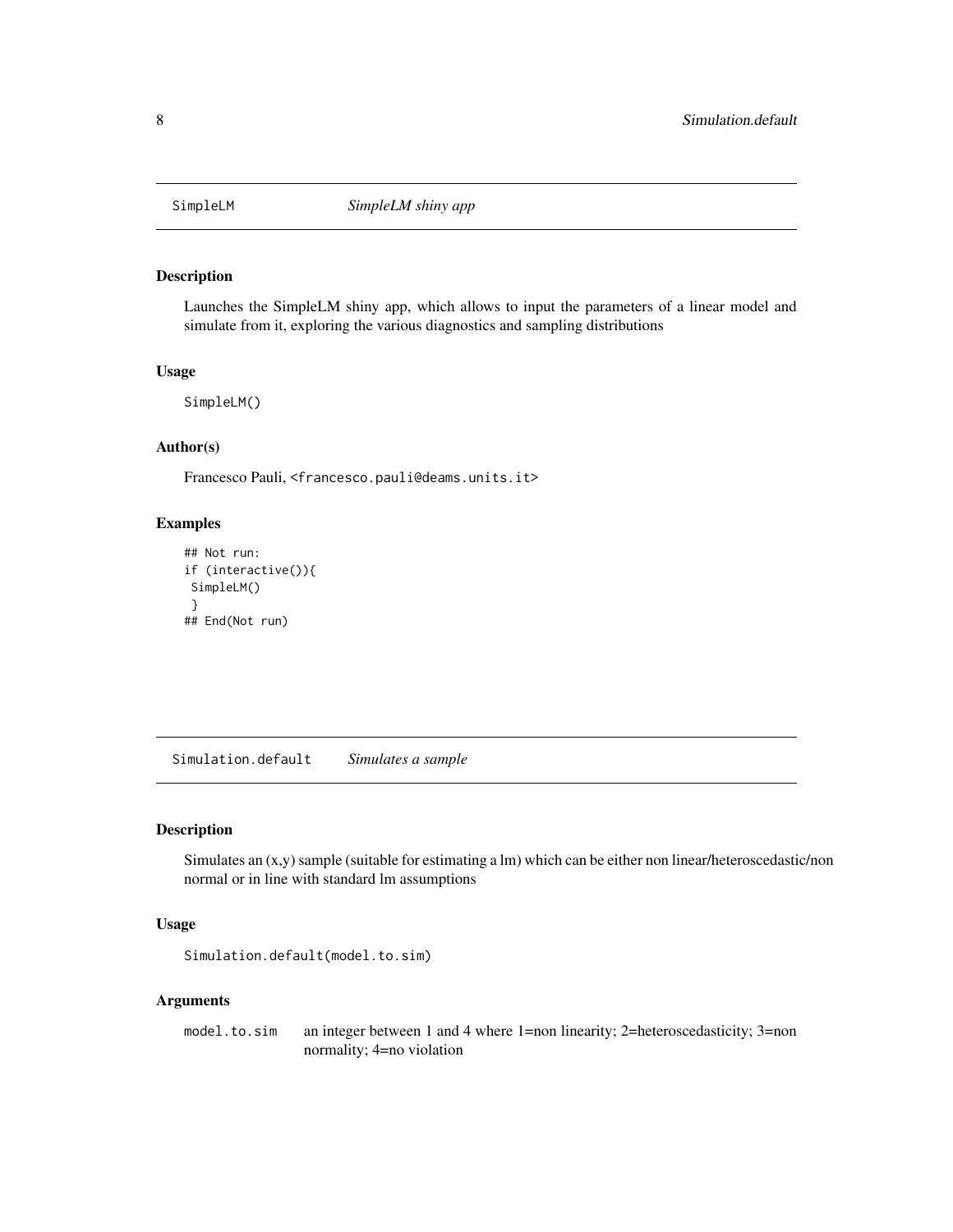## SimpleLM — *SimpleLM shiny app*

### Description

Launches the SimpleLM shiny app, which allows to input the parameters of a linear model and simulate from it, exploring the various diagnostics and sampling distributions

### Usage

```
SimpleLM()
```

### Author(s)

Francesco Pauli, <francesco.pauli@deams.units.it>

### Examples

```
## Not run:
if (interactive()){
 SimpleLM()
 }
## End(Not run)
```

## Simulation.default — *Simulates a sample*

### Description

Simulates an (x,y) sample (suitable for estimating a lm) which can be either non linear/heteroscedastic/non normal or in line with standard lm assumptions

### Usage

```
Simulation.default(model.to.sim)
```

### Arguments

| | |
|---|---|
| `model.to.sim` | an integer between 1 and 4 where 1=non linearity; 2=heteroscedasticity; 3=non normality; 4=no violation |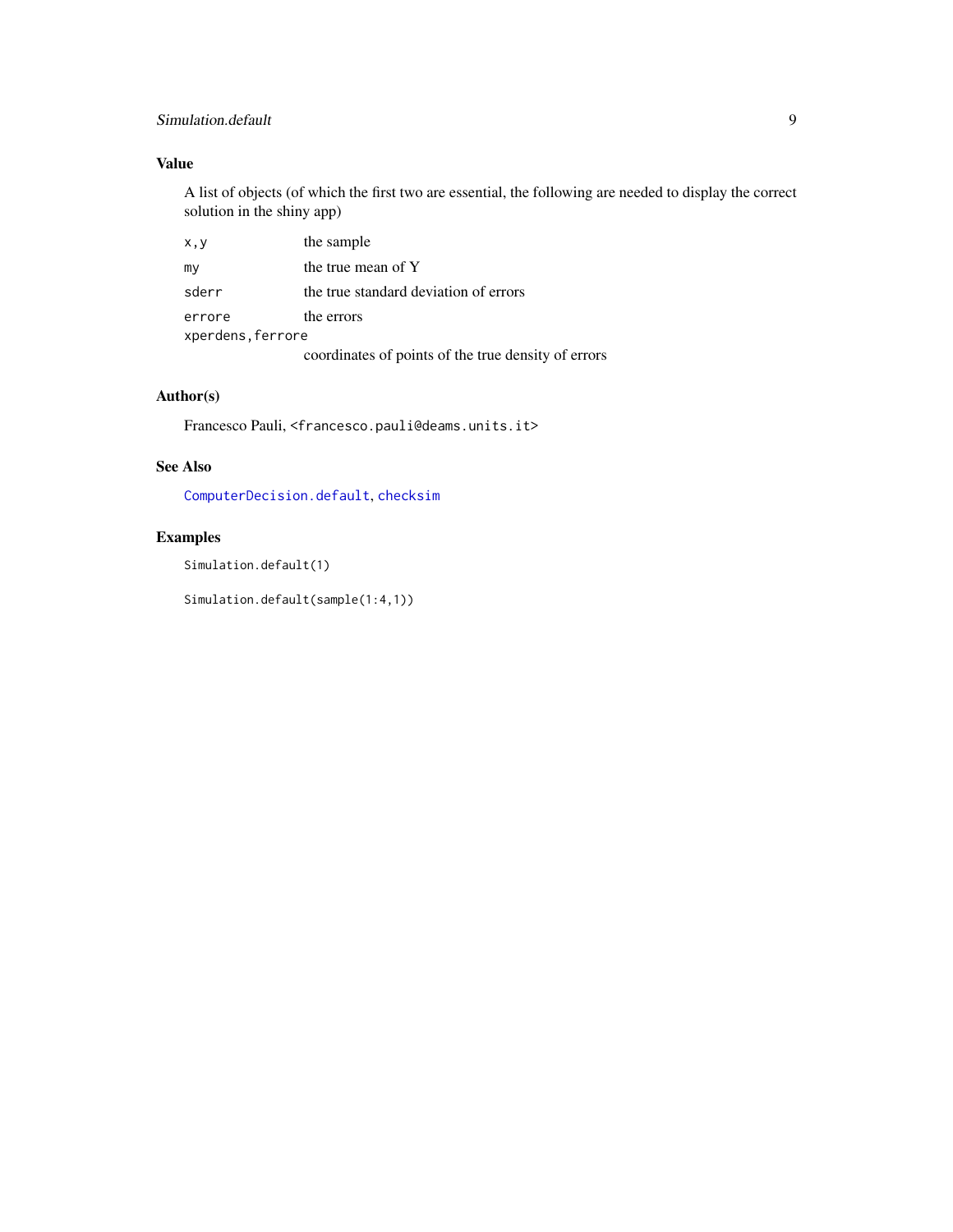## Value

A list of objects (of which the first two are essential, the following are needed to display the correct solution in the shiny app)

- `x,y` — the sample
- `my` — the true mean of Y
- `sderr` — the true standard deviation of errors
- `errore` — the errors
- `xperdens,ferrore` — coordinates of points of the true density of errors

## Author(s)

Francesco Pauli, <francesco.pauli@deams.units.it>

## See Also

`ComputerDecision.default`, `checksim`

## Examples

```
Simulation.default(1)

Simulation.default(sample(1:4,1))
```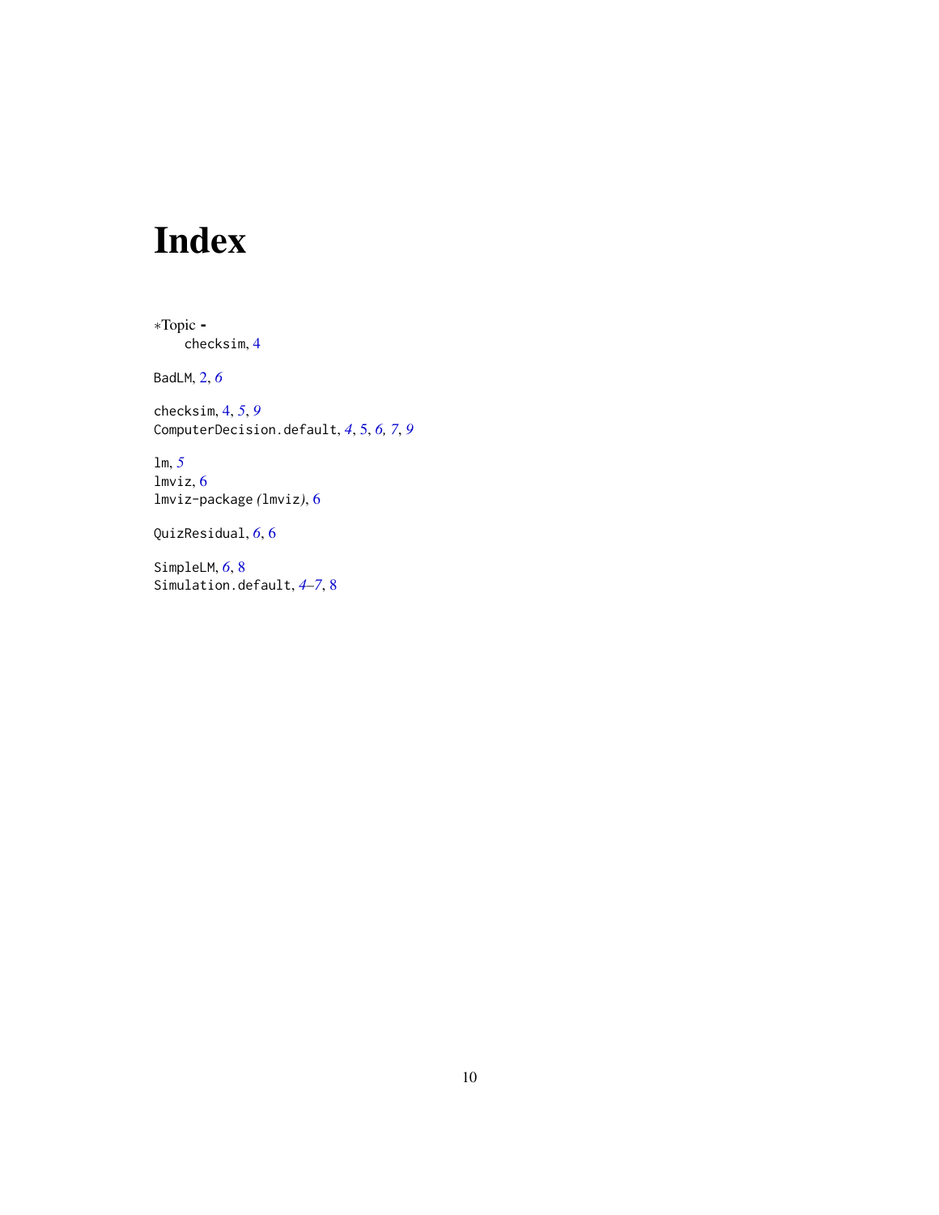# Index

*Topic -
    checksim, 4

BadLM, 2, *6*

checksim, 4, *5*, *9*
ComputerDecision.default, *4*, 5, *6, 7*, *9*

lm, *5*
lmviz, 6
lmviz-package (lmviz), 6

QuizResidual, *6*, 6

SimpleLM, *6*, 8
Simulation.default, *4–7*, 8